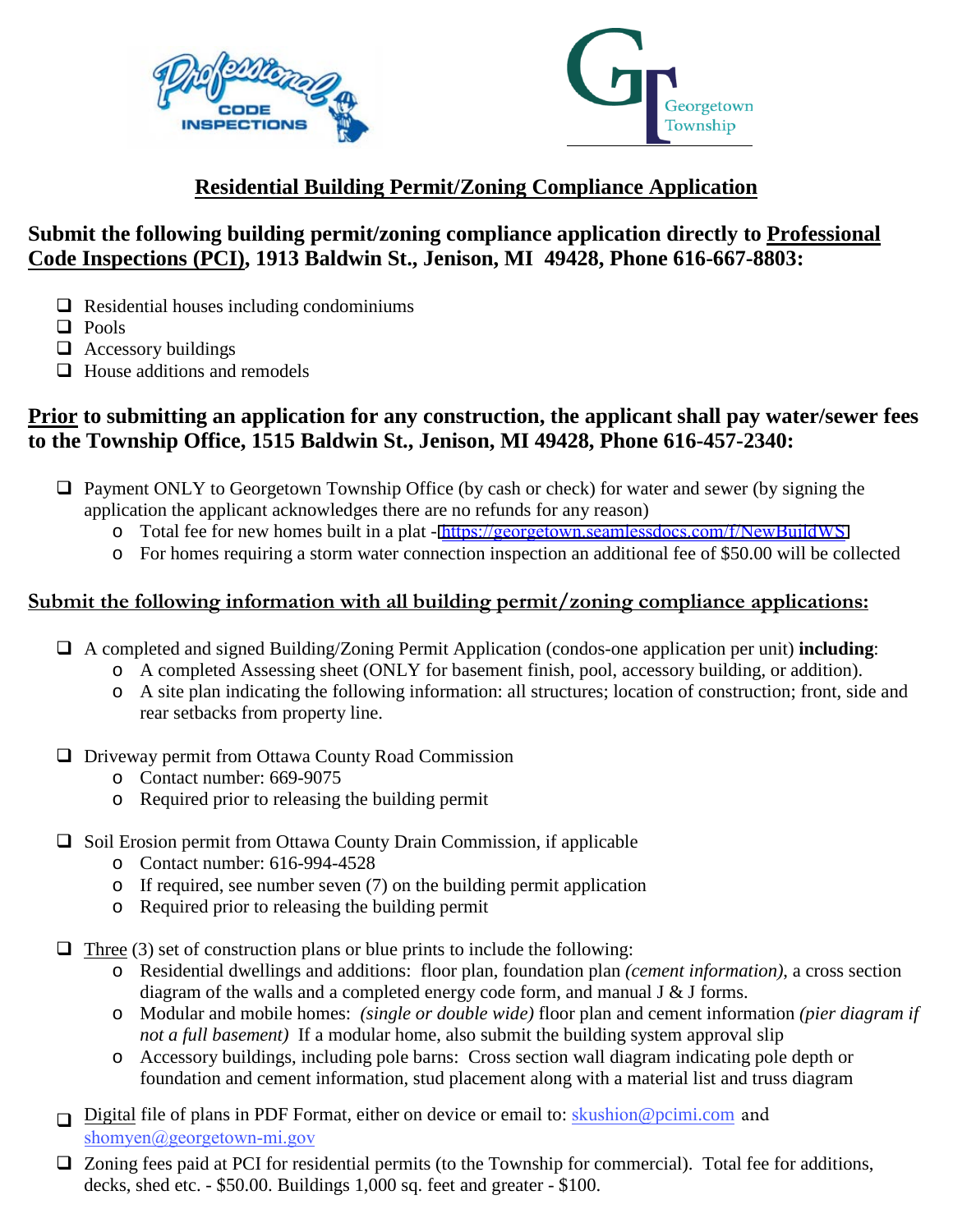# Residential Building Permit/Zoning Compliance Application

**Submit the following building permit/zoning compliance application directly to Professional Code Inspections (PCI), 1913 Baldwin St., Jenison, MI 49428, Phone 616-667-8803:**

- ❑ Residential houses including condominiums
- ❑ Pools
- ❑ Accessory buildings
- ❑ House additions and remodels

**Prior to submitting an application for any construction, the applicant shall pay water/sewer fees to the Township Office, 1515 Baldwin St., Jenison, MI 49428, Phone 616-457-2340:**

- ❑ Payment ONLY to Georgetown Township Office (by cash or check) for water and sewer (by signing the application the applicant acknowledges there are no refunds for any reason)
  - Total fee for new homes built in a plat - https://georgetown.seamlessdocs.com/f/NewBuildWS
  - For homes requiring a storm water connection inspection an additional fee of $50.00 will be collected

## Submit the following information with all building permit/zoning compliance applications:

- ❑ A completed and signed Building/Zoning Permit Application (condos-one application per unit) **including**:
  - A completed Assessing sheet (ONLY for basement finish, pool, accessory building, or addition).
  - A site plan indicating the following information: all structures; location of construction; front, side and rear setbacks from property line.

- ❑ Driveway permit from Ottawa County Road Commission
  - Contact number: 669-9075
  - Required prior to releasing the building permit

- ❑ Soil Erosion permit from Ottawa County Drain Commission, if applicable
  - Contact number: 616-994-4528
  - If required, see number seven (7) on the building permit application
  - Required prior to releasing the building permit

- ❑ Three (3) set of construction plans or blue prints to include the following:
  - Residential dwellings and additions: floor plan, foundation plan *(cement information)*, a cross section diagram of the walls and a completed energy code form, and manual J & J forms.
  - Modular and mobile homes: *(single or double wide)* floor plan and cement information *(pier diagram if not a full basement)* If a modular home, also submit the building system approval slip
  - Accessory buildings, including pole barns: Cross section wall diagram indicating pole depth or foundation and cement information, stud placement along with a material list and truss diagram

- ❑ Digital file of plans in PDF Format, either on device or email to: skushion@pcimi.com and shomyen@georgetown-mi.gov

- ❑ Zoning fees paid at PCI for residential permits (to the Township for commercial). Total fee for additions, decks, shed etc. - $50.00. Buildings 1,000 sq. feet and greater - $100.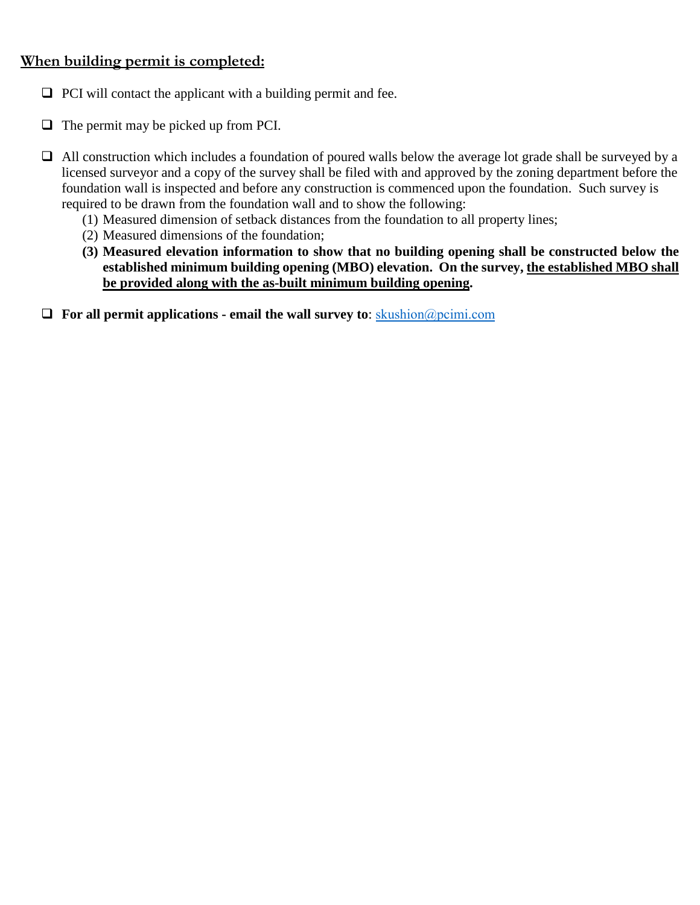## When building permit is completed:

- ☐ PCI will contact the applicant with a building permit and fee.
- ☐ The permit may be picked up from PCI.
- ☐ All construction which includes a foundation of poured walls below the average lot grade shall be surveyed by a licensed surveyor and a copy of the survey shall be filed with and approved by the zoning department before the foundation wall is inspected and before any construction is commenced upon the foundation. Such survey is required to be drawn from the foundation wall and to show the following:
  1. Measured dimension of setback distances from the foundation to all property lines;
  2. Measured dimensions of the foundation;
  3. **Measured elevation information to show that no building opening shall be constructed below the established minimum building opening (MBO) elevation. On the survey, <u>the established MBO shall be provided along with the as-built minimum building opening</u>.**
- ☐ **For all permit applications - email the wall survey to**: skushion@pcimi.com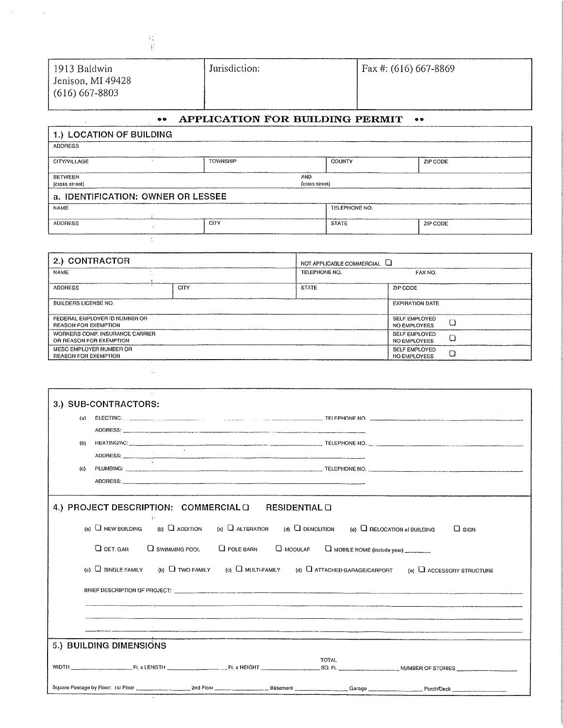| 1913 Baldwin<br>Jenison, MI 49428<br>(616) 667-8803 | Jurisdiction: | Fax #: (616) 667-8869 |
|---|---|---|

## •• APPLICATION FOR BUILDING PERMIT ••

### 1.) LOCATION OF BUILDING

| ADDRESS | | | |
|---|---|---|---|
| CITY/VILLAGE | TOWNSHIP | COUNTY | ZIP CODE |
| BETWEEN (cross street) | | AND (cross street) | |

### a. IDENTIFICATION: OWNER OR LESSEE

| NAME | | TELEPHONE NO. | |
|---|---|---|---|
| ADDRESS | CITY | STATE | ZIP CODE |

### 2.) CONTRACTOR

NOT APPLICABLE COMMERCIAL ☐

| NAME | | TELEPHONE NO. | FAX NO. |
|---|---|---|---|
| ADDRESS | CITY | STATE | ZIP CODE |
| BUILDERS LICENSE NO. | | | EXPIRATION DATE |
| FEDERAL EMPLOYER ID NUMBER OR REASON FOR EXEMPTION | | | SELF EMPLOYED NO EMPLOYEES ☐ |
| WORKERS COMP. INSURANCE CARRIER OR REASON FOR EXEMPTION | | | SELF EMPLOYED NO EMPLOYEES ☐ |
| MESC EMPLOYER NUMBER OR REASON FOR EXEMPTION | | | SELF EMPLOYED NO EMPLOYEES ☐ |

### 3.) SUB-CONTRACTORS:

(a) ELECTRIC: ______________________ TELEPHONE NO. ______________________

ADDRESS: ______________________

(b) HEATING/AC: ______________________ TELEPHONE NO. ______________________

ADDRESS: ______________________

(c) PLUMBING: ______________________ TELEPHONE NO. ______________________

ADDRESS: ______________________

### 4.) PROJECT DESCRIPTION: COMMERCIAL ☐ RESIDENTIAL ☐

(a) ☐ NEW BUILDING (b) ☐ ADDITION (c) ☐ ALTERATION (d) ☐ DEMOLITION (e) ☐ RELOCATION of BUILDING ☐ SIGN

☐ DET. GAR ☐ SWIMMING POOL ☐ POLE BARN ☐ MODULAR ☐ MOBILE HOME (include year) ________

(a) ☐ SINGLE FAMILY (b) ☐ TWO FAMILY (c) ☐ MULTI-FAMILY (d) ☐ ATTACHED GARAGE/CARPORT (e) ☐ ACCESSORY STRUCTURE

BRIEF DESCRIPTION OF PROJECT: ______________________________________________

______________________________________________

______________________________________________

______________________________________________

### 5.) BUILDING DIMENSIONS

WIDTH ________ Ft. x LENGTH ________ Ft. x HEIGHT ________ TOTAL SQ. Ft. ________ NUMBER OF STORIES ________

Square Footage by Floor: 1st Floor ________ 2nd Floor ________ Basement ________ Garage ________ Porch/Deck ________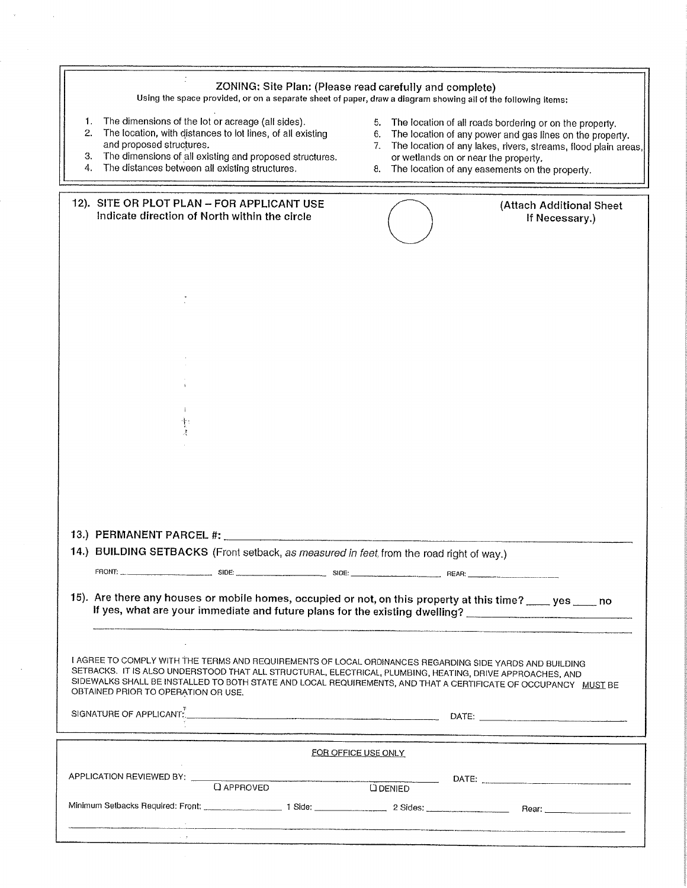## ZONING: Site Plan: (Please read carefully and complete)

Using the space provided, or on a separate sheet of paper, draw a diagram showing all of the following items:

1. The dimensions of the lot or acreage (all sides).
2. The location, with distances to lot lines, of all existing and proposed structures.
3. The dimensions of all existing and proposed structures.
4. The distances between all existing structures.
5. The location of all roads bordering or on the property.
6. The location of any power and gas lines on the property.
7. The location of any lakes, rivers, streams, flood plain areas, or wetlands on or near the property.
8. The location of any easements on the property.

**12). SITE OR PLOT PLAN – FOR APPLICANT USE**
Indicate direction of North within the circle

(Attach Additional Sheet If Necessary.)

**13.) PERMANENT PARCEL #:** ______________________________

**14.) BUILDING SETBACKS** (Front setback, *as measured in feet* from the road right of way.)

FRONT: ______________ SIDE: ______________ SIDE: ______________ REAR: ______________

**15). Are there any houses or mobile homes, occupied or not, on this property at this time? ____ yes ____ no**
**If yes, what are your immediate and future plans for the existing dwelling?** ______________________________

______________________________

I AGREE TO COMPLY WITH THE TERMS AND REQUIREMENTS OF LOCAL ORDINANCES REGARDING SIDE YARDS AND BUILDING SETBACKS. IT IS ALSO UNDERSTOOD THAT ALL STRUCTURAL, ELECTRICAL, PLUMBING, HEATING, DRIVE APPROACHES, AND SIDEWALKS SHALL BE INSTALLED TO BOTH STATE AND LOCAL REQUIREMENTS, AND THAT A CERTIFICATE OF OCCUPANCY <u>MUST</u> BE OBTAINED PRIOR TO OPERATION OR USE.

SIGNATURE OF APPLICANT: ______________________________ DATE: ______________

---

<u>FOR OFFICE USE ONLY</u>

APPLICANT REVIEWED BY: ______________________________ DATE: ______________

☐ APPROVED ☐ DENIED

Minimum Setbacks Required: Front: ______________ 1 Side: ______________ 2 Sides: ______________ Rear: ______________

______________________________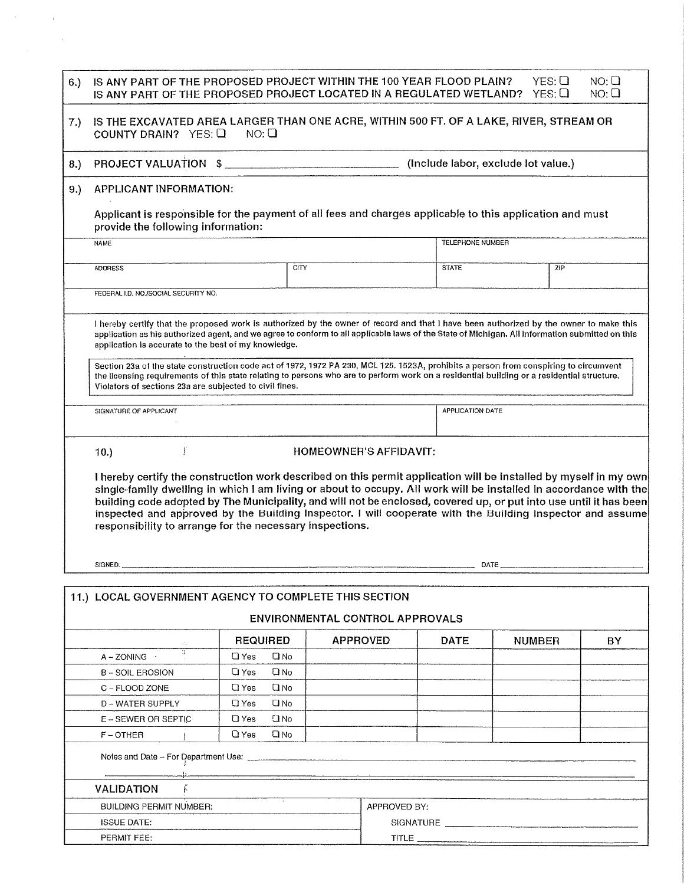6.) IS ANY PART OF THE PROPOSED PROJECT WITHIN THE 100 YEAR FLOOD PLAIN? YES: ☐ NO: ☐
IS ANY PART OF THE PROPOSED PROJECT LOCATED IN A REGULATED WETLAND? YES: ☐ NO: ☐

7.) IS THE EXCAVATED AREA LARGER THAN ONE ACRE, WITHIN 500 FT. OF A LAKE, RIVER, STREAM OR COUNTY DRAIN? YES: ☐ NO: ☐

8.) PROJECT VALUATION $ ______________________ (Include labor, exclude lot value.)

9.) APPLICANT INFORMATION:

**Applicant is responsible for the payment of all fees and charges applicable to this application and must provide the following information:**

| NAME | | TELEPHONE NUMBER | |
|---|---|---|---|
| ADDRESS | CITY | STATE | ZIP |
| FEDERAL I.D. NO./SOCIAL SECURITY NO. | | | |

I hereby certify that the proposed work is authorized by the owner of record and that I have been authorized by the owner to make this application as his authorized agent, and we agree to conform to all applicable laws of the State of Michigan. All information submitted on this application is accurate to the best of my knowledge.

Section 23a of the state construction code act of 1972, 1972 PA 230, MCL 125. 1523A, prohibits a person from conspiring to circumvent the licensing requirements of this state relating to persons who are to perform work on a residential building or a residential structure. Violators of sections 23a are subjected to civil fines.

| SIGNATURE OF APPLICANT | APPLICATION DATE |
|---|---|
| | |

10.) **HOMEOWNER'S AFFIDAVIT:**

**I hereby certify the construction work described on this permit application will be installed by myself in my own single-family dwelling in which I am living or about to occupy. All work will be installed in accordance with the building code adopted by The Municipality, and will not be enclosed, covered up, or put into use until it has been inspected and approved by the Building Inspector. I will cooperate with the Building Inspector and assume responsibility to arrange for the necessary inspections.**

SIGNED: ______________________ DATE ______________

11.) LOCAL GOVERNMENT AGENCY TO COMPLETE THIS SECTION

**ENVIRONMENTAL CONTROL APPROVALS**

| | REQUIRED | APPROVED | DATE | NUMBER | BY |
|---|---|---|---|---|---|
| A – ZONING | ☐ Yes ☐ No | | | | |
| B – SOIL EROSION | ☐ Yes ☐ No | | | | |
| C – FLOOD ZONE | ☐ Yes ☐ No | | | | |
| D – WATER SUPPLY | ☐ Yes ☐ No | | | | |
| E – SEWER OR SEPTIC | ☐ Yes ☐ No | | | | |
| F – OTHER | ☐ Yes ☐ No | | | | |

Notes and Date – For Department Use: ______________________

**VALIDATION**

| BUILDING PERMIT NUMBER: | APPROVED BY: |
|---|---|
| ISSUE DATE: | SIGNATURE ______________ |
| PERMIT FEE: | TITLE ______________ |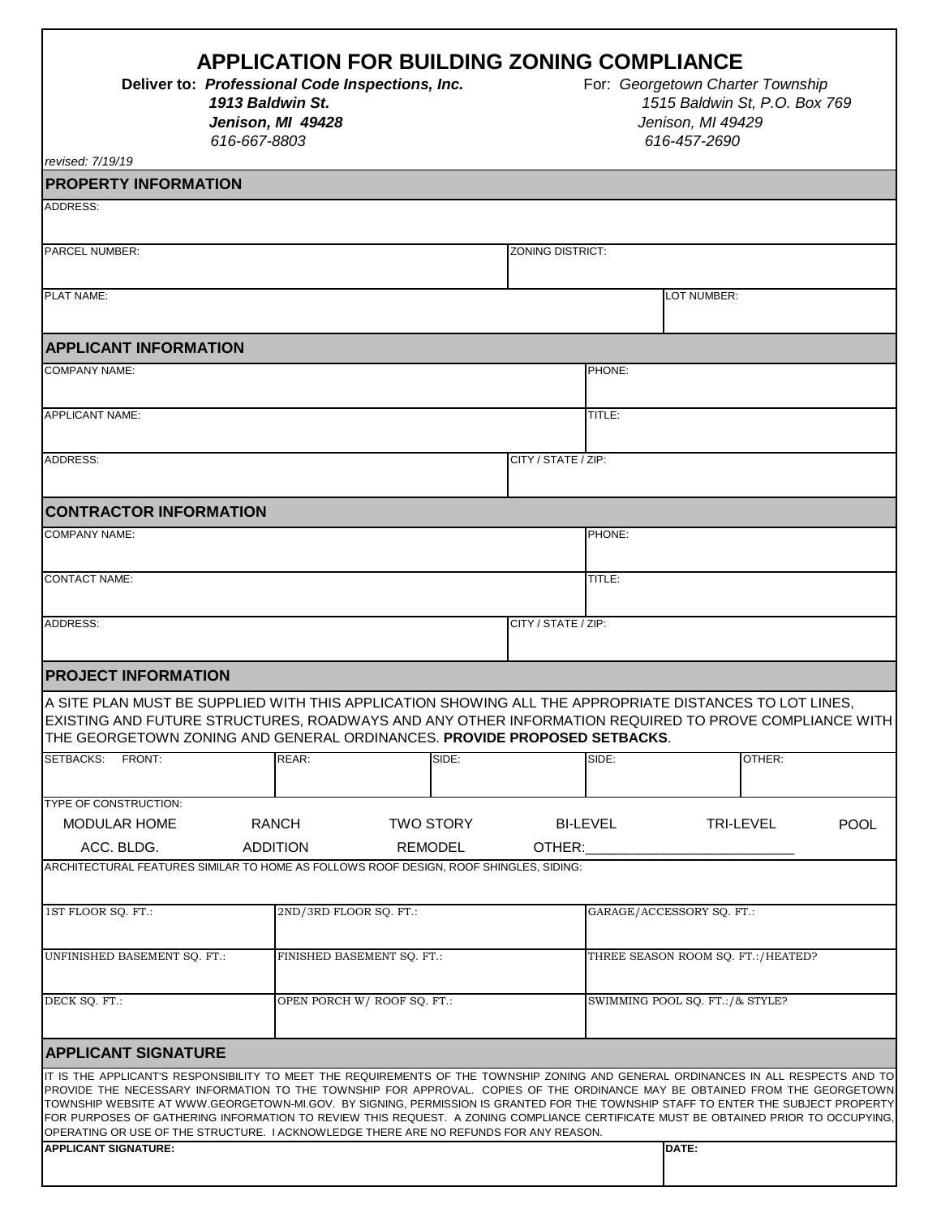# APPLICATION FOR BUILDING ZONING COMPLIANCE

**Deliver to:** ***Professional Code Inspections, Inc.***
***1913 Baldwin St.***
***Jenison, MI 49428***
*616-667-8803*

For: *Georgetown Charter Township*
*1515 Baldwin St, P.O. Box 769*
*Jenison, MI 49429*
*616-457-2690*

*revised: 7/19/19*

## PROPERTY INFORMATION

| ADDRESS: | |
|---|---|
| PARCEL NUMBER: | ZONING DISTRICT: |
| PLAT NAME: | LOT NUMBER: |

## APPLICANT INFORMATION

| COMPANY NAME: | PHONE: |
|---|---|
| APPLICANT NAME: | TITLE: |
| ADDRESS: | CITY / STATE / ZIP: |

## CONTRACTOR INFORMATION

| COMPANY NAME: | PHONE: |
|---|---|
| CONTACT NAME: | TITLE: |
| ADDRESS: | CITY / STATE / ZIP: |

## PROJECT INFORMATION

A SITE PLAN MUST BE SUPPLIED WITH THIS APPLICATION SHOWING ALL THE APPROPRIATE DISTANCES TO LOT LINES, EXISTING AND FUTURE STRUCTURES, ROADWAYS AND ANY OTHER INFORMATION REQUIRED TO PROVE COMPLIANCE WITH THE GEORGETOWN ZONING AND GENERAL ORDINANCES. **PROVIDE PROPOSED SETBACKS**.

| SETBACKS: FRONT: | REAR: | SIDE: | SIDE: | OTHER: |
|---|---|---|---|---|

TYPE OF CONSTRUCTION:

MODULAR HOME RANCH TWO STORY BI-LEVEL TRI-LEVEL POOL

ACC. BLDG. ADDITION REMODEL OTHER:___________________________

ARCHITECTURAL FEATURES SIMILAR TO HOME AS FOLLOWS ROOF DESIGN, ROOF SHINGLES, SIDING:

| 1ST FLOOR SQ. FT.: | 2ND/3RD FLOOR SQ. FT.: | GARAGE/ACCESSORY SQ. FT.: |
|---|---|---|
| UNFINISHED BASEMENT SQ. FT.: | FINISHED BASEMENT SQ. FT.: | THREE SEASON ROOM SQ. FT.:/HEATED? |
| DECK SQ. FT.: | OPEN PORCH W/ ROOF SQ. FT.: | SWIMMING POOL SQ. FT.:/& STYLE? |

## APPLICANT SIGNATURE

IT IS THE APPLICANT'S RESPONSIBILITY TO MEET THE REQUIREMENTS OF THE TOWNSHIP ZONING AND GENERAL ORDINANCES IN ALL RESPECTS AND TO PROVIDE THE NECESSARY INFORMATION TO THE TOWNSHIP FOR APPROVAL. COPIES OF THE ORDINANCE MAY BE OBTAINED FROM THE GEORGETOWN TOWNSHIP WEBSITE AT WWW.GEORGETOWN-MI.GOV. BY SIGNING, PERMISSION IS GRANTED FOR THE TOWNSHIP STAFF TO ENTER THE SUBJECT PROPERTY FOR PURPOSES OF GATHERING INFORMATION TO REVIEW THIS REQUEST. A ZONING COMPLIANCE CERTIFICATE MUST BE OBTAINED PRIOR TO OCCUPYING, OPERATING OR USE OF THE STRUCTURE. I ACKNOWLEDGE THERE ARE NO REFUNDS FOR ANY REASON.

| **APPLICANT SIGNATURE:** | **DATE:** |
|---|---|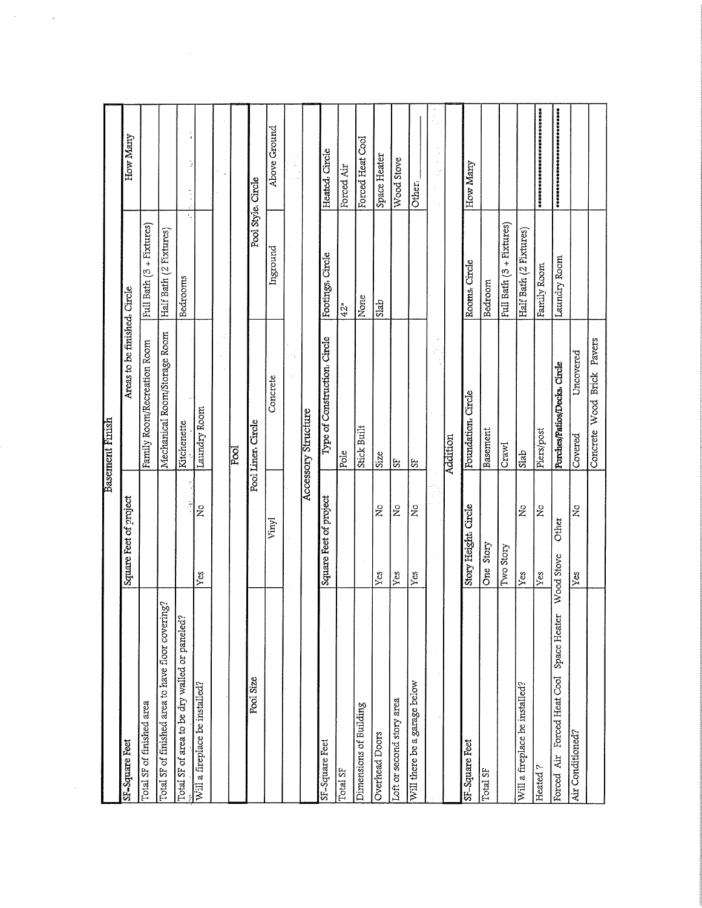## Basement Finish

| SF-Square Feet | Square Feet of project | | Areas to be finished: Circle | | How Many |
|---|---|---|---|---|---|
| Total SF of finished area | | | Family Room/Recreation Room | Full Bath (3 + Fixtures) | |
| Total SF of finished area to have floor covering? | | | Mechanical Room/Storage Room | Half Bath (2 Fixtures) | |
| Total SF of area to be dry walled or paneled? | | | Kitchenette | Bedrooms | |
| Will a fireplace be installed? | Yes | No | Laundry Room | | |

## Pool

| Pool Size | Pool Liner: Circle | | Pool Style: Circle | |
|---|---|---|---|---|
| | Vinyl | Concrete | Inground | Above Ground |

## Accessory Structure

| SF-Square Feet | Square Feet of project | | Type of Construction: Circle | Footings: Circle | Heated: Circle |
|---|---|---|---|---|---|
| Total SF | | | Pole | 42" | Forced Air |
| Dimensions of Building | | | Stick Built | None | Forced Heat Cool |
| Overhead Doors | Yes | No | Size | Slab | Space Heater |
| Loft or second story area | Yes | No | SF | | Wood Stove |
| Will there be a garage below | Yes | No | SF | | Other: ______ |

## Addition

| SF-Square Feet | Story Height: Circle | | Foundation: Circle | Rooms: Circle | How Many |
|---|---|---|---|---|---|
| Total SF | One Story | | Basement | Bedroom | |
| | Two Story | | Crawl | Full Bath (3 + Fixtures) | |
| Will a fireplace be installed? | Yes | No | Slab | Half Bath (2 Fixtures) | |
| Heated ? | Yes | No | Piers/post | Family Room | ****************************** |
| Forced Air Forced Heat Cool Space Heater | Wood Stove | Other | Porches/Patios/Decks, Circle | Laundry Room | ****************************** |
| Air Conditioned? | Yes | No | Covered Uncovered | | |
| | | | Concrete Wood Brick Pavers | | |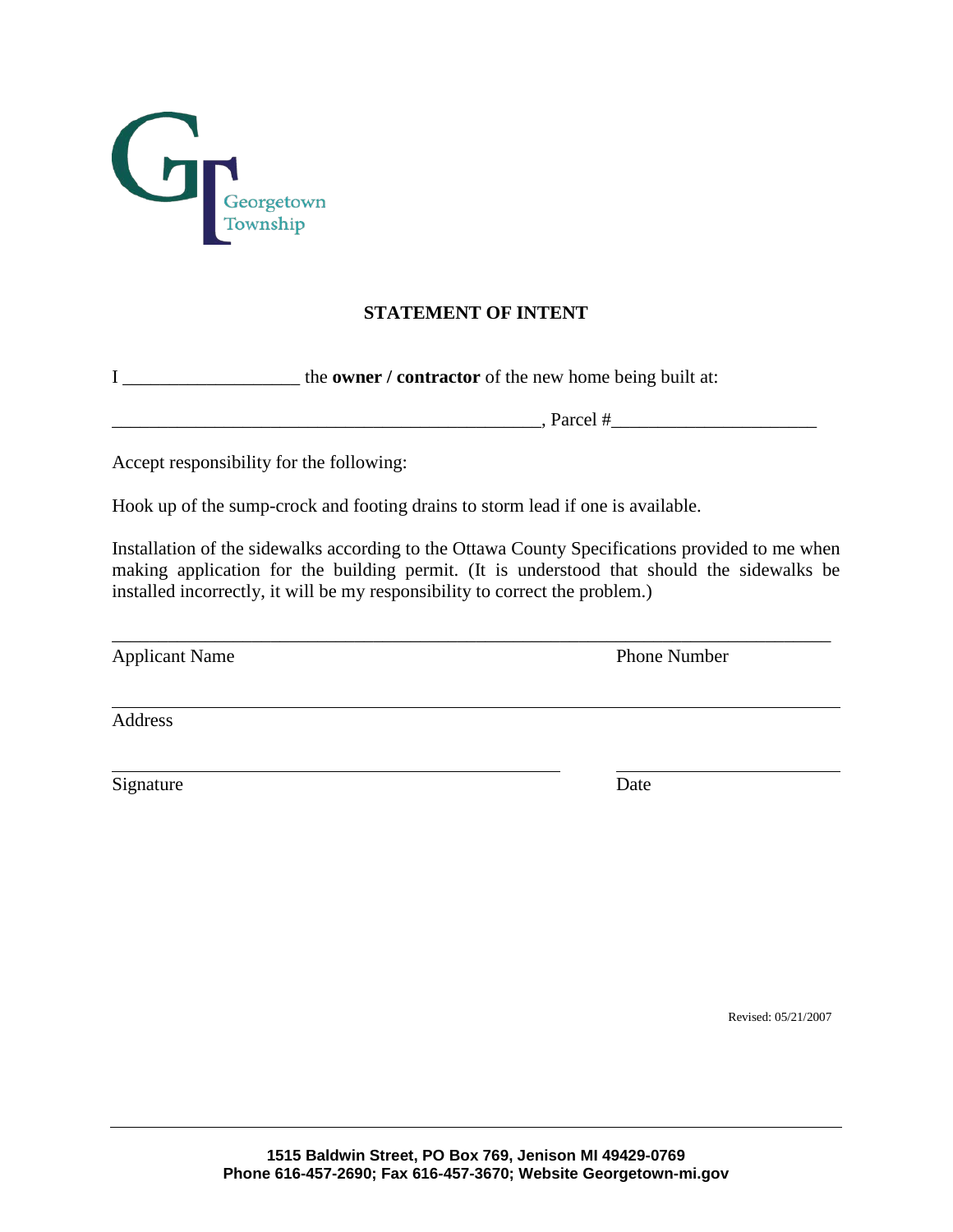Georgetown Township

# STATEMENT OF INTENT

I ___________________ the **owner / contractor** of the new home being built at:

_______________________________________________, Parcel #______________________

Accept responsibility for the following:

Hook up of the sump-crock and footing drains to storm lead if one is available.

Installation of the sidewalks according to the Ottawa County Specifications provided to me when making application for the building permit. (It is understood that should the sidewalks be installed incorrectly, it will be my responsibility to correct the problem.)

_______________________________________________________________________________

Applicant Name Phone Number

_______________________________________________________________________________

Address

_________________________________________________ ________________________

Signature Date

Revised: 05/21/2007

**1515 Baldwin Street, PO Box 769, Jenison MI 49429-0769**
**Phone 616-457-2690; Fax 616-457-3670; Website Georgetown-mi.gov**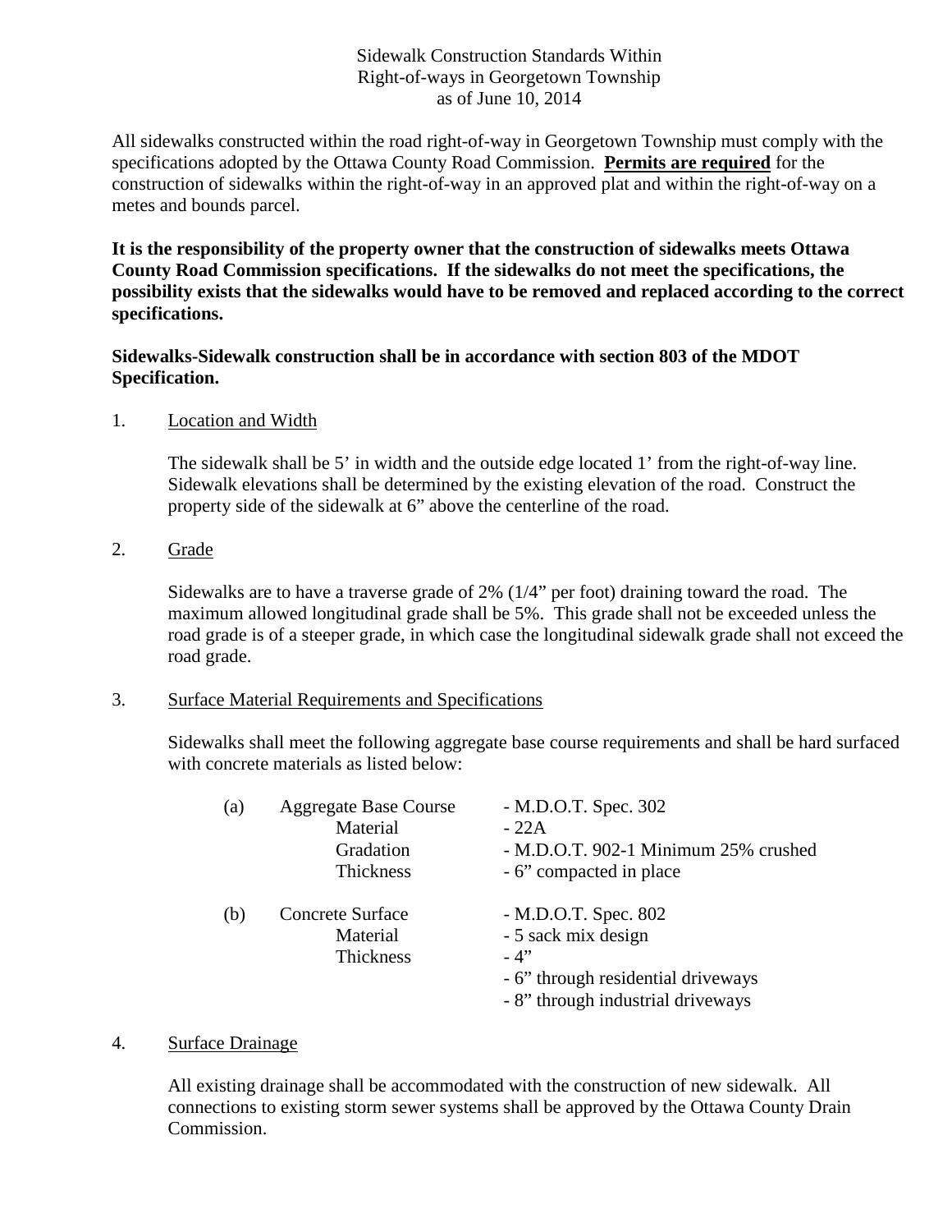# Sidewalk Construction Standards Within Right-of-ways in Georgetown Township as of June 10, 2014

All sidewalks constructed within the road right-of-way in Georgetown Township must comply with the specifications adopted by the Ottawa County Road Commission. **Permits are required** for the construction of sidewalks within the right-of-way in an approved plat and within the right-of-way on a metes and bounds parcel.

**It is the responsibility of the property owner that the construction of sidewalks meets Ottawa County Road Commission specifications. If the sidewalks do not meet the specifications, the possibility exists that the sidewalks would have to be removed and replaced according to the correct specifications.**

**Sidewalks-Sidewalk construction shall be in accordance with section 803 of the MDOT Specification.**

1. Location and Width

   The sidewalk shall be 5' in width and the outside edge located 1' from the right-of-way line. Sidewalk elevations shall be determined by the existing elevation of the road. Construct the property side of the sidewalk at 6" above the centerline of the road.

2. Grade

   Sidewalks are to have a traverse grade of 2% (1/4" per foot) draining toward the road. The maximum allowed longitudinal grade shall be 5%. This grade shall not be exceeded unless the road grade is of a steeper grade, in which case the longitudinal sidewalk grade shall not exceed the road grade.

3. Surface Material Requirements and Specifications

   Sidewalks shall meet the following aggregate base course requirements and shall be hard surfaced with concrete materials as listed below:

| | | |
|---|---|---|
| (a) | Aggregate Base Course | - M.D.O.T. Spec. 302 |
| | Material | - 22A |
| | Gradation | - M.D.O.T. 902-1 Minimum 25% crushed |
| | Thickness | - 6" compacted in place |
| (b) | Concrete Surface | - M.D.O.T. Spec. 802 |
| | Material | - 5 sack mix design |
| | Thickness | - 4" |
| | | - 6" through residential driveways |
| | | - 8" through industrial driveways |

4. Surface Drainage

   All existing drainage shall be accommodated with the construction of new sidewalk. All connections to existing storm sewer systems shall be approved by the Ottawa County Drain Commission.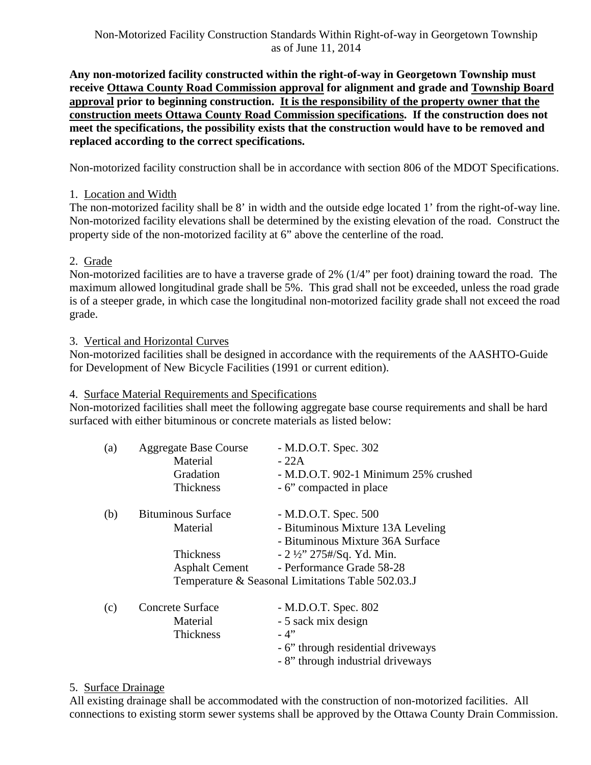Non-Motorized Facility Construction Standards Within Right-of-way in Georgetown Township
as of June 11, 2014

**Any non-motorized facility constructed within the right-of-way in Georgetown Township must receive Ottawa County Road Commission approval for alignment and grade and Township Board approval prior to beginning construction. It is the responsibility of the property owner that the construction meets Ottawa County Road Commission specifications. If the construction does not meet the specifications, the possibility exists that the construction would have to be removed and replaced according to the correct specifications.**

Non-motorized facility construction shall be in accordance with section 806 of the MDOT Specifications.

1. Location and Width

The non-motorized facility shall be 8' in width and the outside edge located 1' from the right-of-way line. Non-motorized facility elevations shall be determined by the existing elevation of the road. Construct the property side of the non-motorized facility at 6" above the centerline of the road.

2. Grade

Non-motorized facilities are to have a traverse grade of 2% (1/4" per foot) draining toward the road. The maximum allowed longitudinal grade shall be 5%. This grad shall not be exceeded, unless the road grade is of a steeper grade, in which case the longitudinal non-motorized facility grade shall not exceed the road grade.

3. Vertical and Horizontal Curves

Non-motorized facilities shall be designed in accordance with the requirements of the AASHTO-Guide for Development of New Bicycle Facilities (1991 or current edition).

4. Surface Material Requirements and Specifications

Non-motorized facilities shall meet the following aggregate base course requirements and shall be hard surfaced with either bituminous or concrete materials as listed below:

(a) Aggregate Base Course - M.D.O.T. Spec. 302
- Material - 22A
- Gradation - M.D.O.T. 902-1 Minimum 25% crushed
- Thickness - 6" compacted in place

(b) Bituminous Surface - M.D.O.T. Spec. 500
- Material - Bituminous Mixture 13A Leveling
  - Bituminous Mixture 36A Surface
- Thickness - 2 ½" 275#/Sq. Yd. Min.
- Asphalt Cement - Performance Grade 58-28
- Temperature & Seasonal Limitations Table 502.03.J

(c) Concrete Surface - M.D.O.T. Spec. 802
- Material - 5 sack mix design
- Thickness - 4"
  - 6" through residential driveways
  - 8" through industrial driveways

5. Surface Drainage

All existing drainage shall be accommodated with the construction of non-motorized facilities. All connections to existing storm sewer systems shall be approved by the Ottawa County Drain Commission.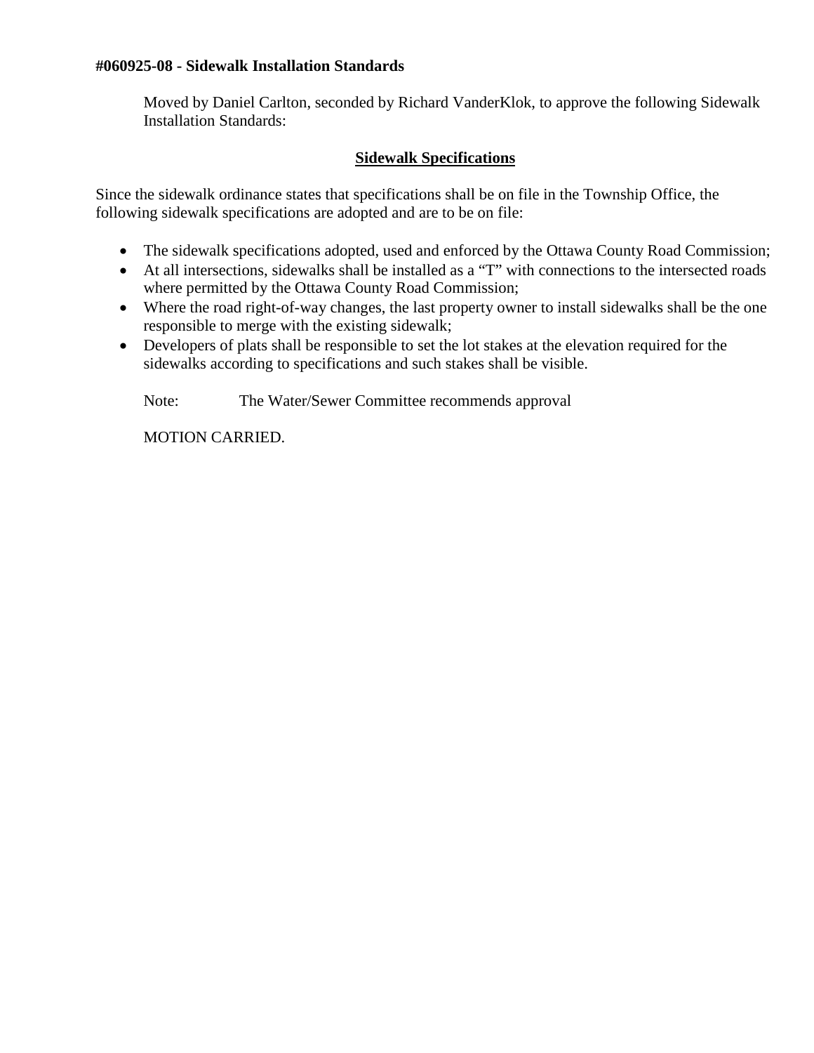**#060925-08 - Sidewalk Installation Standards**

Moved by Daniel Carlton, seconded by Richard VanderKlok, to approve the following Sidewalk Installation Standards:

**Sidewalk Specifications**

Since the sidewalk ordinance states that specifications shall be on file in the Township Office, the following sidewalk specifications are adopted and are to be on file:

- The sidewalk specifications adopted, used and enforced by the Ottawa County Road Commission;
- At all intersections, sidewalks shall be installed as a "T" with connections to the intersected roads where permitted by the Ottawa County Road Commission;
- Where the road right-of-way changes, the last property owner to install sidewalks shall be the one responsible to merge with the existing sidewalk;
- Developers of plats shall be responsible to set the lot stakes at the elevation required for the sidewalks according to specifications and such stakes shall be visible.

Note: The Water/Sewer Committee recommends approval

MOTION CARRIED.